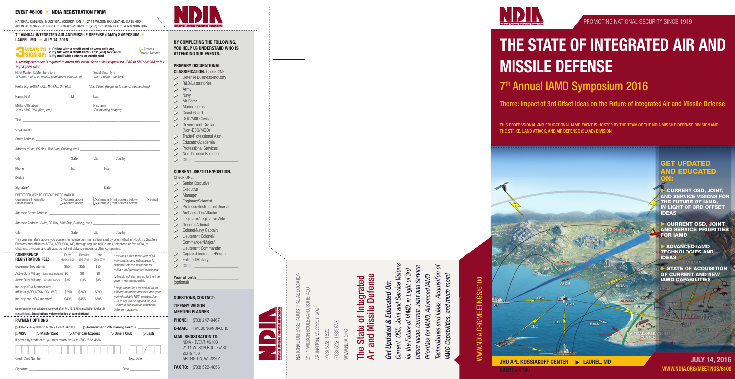## EVENT #6100 ▶ NDIA REGISTRATION FORM

NATIONAL DEFENSE INDUSTRIAL ASSOCIATION ▶ 2111 WILSON BOULEVARD, SUITE 400
ARLINGTON, VA 22201-3061 ▶ (703) 522-1820 ▶ (703) 522-4656 FAX ▶ WWW.NDIA.ORG

### 7TH ANNUAL INTEGRATED AIR AND MISSILE DEFENSE (IAMD) SYMPOSIUM ▶
### LAUREL, MD ▶ JULY 14, 2016

**3 WAYS TO SIGN UP:**
1. Online with a credit card at www.ndia.org
2. By fax with a credit card - Fax: (703) 522-4656
3. By mail with a check or credit card

▷ Address Change Needed

*A security clearance is required to attend this event. Send a visit request via JPAS to SMO 888984 or fax to (240)228-6400.*

NDIA Master ID/Membership # ________ *(If known - hint: on mailing label above your name)*
Social Security # ________ *(Last 4 digits - optional)*

Prefix *(e.g. RADM, COL, Mr., Ms., Dr., etc.)*: ________ *U.S. Citizen (Required to attend, please check) ____

Name: First ________ MI ________ Last ________

Military Affiliation ________ *(e.g. USMC, USA (Ret.) etc.)*
Nickname ________ *(For meeting badges)*

Title ________

Organization ________

Street Address ________

Address *(Suite, PO Box, Mail Stop, Building, etc.)* ________

City ________ State ________ Zip ________ Country ________

Phone ________ Ext. ________ Fax ________

E-Mail ________

Signature* ________ Date ________

PREFERRED WAY TO RECEIVE INFORMATION
Conference Information: ▷ Address above ▷ Alternate (Print address below) ▷ E-mail
Subscriptions: ▷ Address above ▷ Alternate (Print address below)

Alternate Street Address ________

Alternate Address *(Suite, PO Box, Mail Stop, Building, etc.)* ________

City ________ State ________ Zip ________ Country ________

* By your signature above, you consent to receive communications sent by or on behalf of NDIA, its Chapters, Divisions and affiliates (NTSA, AFEI, PSA, WID) through regular mail, e-mail, telephone or fax. NDIA, its Chapters, Divisions and affiliates do not sell data to vendors or other companies.

| CONFERENCE REGISTRATION FEES | Early (Before 6/2) | Regular (6/3-7/1) | Late (After 7/1) |
|---|---|---|---|
| Government/Academia[1] | $55 | $55 | $55 |
| Active Duty Military - lunch not included | $0 | $0 | $0 |
| Active Duty Military - includes Lunch | $35 | $35 | $35 |
| Industry NDIA Member and affiliates (AFEI, NTSA, PSA, WID) | $290 | $340 | $390 |
| Industry non-NDIA member[2] | $405 | $455 | $505 |

[1] Includes a free three-year NDIA membership and subscription to National Defense magazine for military and government employees.

▷ No, do not sign me up for the free government membership.

[2] Registration fees for non-NDIA (or affiliate) members include a one-year non-refundable NDIA membership —$15.00 will be applied for your 12 month subscription to National Defense magazine.

No refunds for cancellations received after 7/1/16. $75 cancellation fee for all cancellations. **Substitutions welcome in lieu of cancellations!**

### PAYMENT OPTIONS

▷ Check (Payable to NDIA - Event #6100) ▷ Government PO/Training Form # ________

▷ VISA ▷ MasterCard ▷ American Express ▷ Diners Club ▷ Cash

If paying by credit card, you may return by fax to (703) 522-4656.

Credit Card Number ________ Exp. Date ____/____

Signature ________ Date ________

---

**BY COMPLETING THE FOLLOWING, YOU HELP US UNDERSTAND WHO IS ATTENDING OUR EVENTS.**

**PRIMARY OCCUPATIONAL CLASSIFICATION.** Check ONE.
- ▷ Defense Business/Industry
- ▷ R&D/Laboratories
- ▷ Army
- ▷ Navy
- ▷ Air Force
- ▷ Marine Corps
- ▷ Coast Guard
- ▷ DOD/MOD Civilian
- ▷ Government Civilian (Non-DOD/MOD)
- ▷ Trade/Professional Assn.
- ▷ Educator/Academia
- ▷ Professional Services
- ▷ Non-Defense Business
- ▷ Other ________

**CURRENT JOB/TITLE/POSITION.** Check ONE.
- ▷ Senior Executive
- ▷ Executive
- ▷ Manager
- ▷ Engineer/Scientist
- ▷ Professor/Instructor/Librarian
- ▷ Ambassador/Attaché
- ▷ Legislator/Legislative Aide
- ▷ General/Admiral
- ▷ Colonel/Navy Captain
- ▷ Lieutenant Colonel/Commander/Major/Lieutenant Commander
- ▷ Captain/Lieutenant/Ensign
- ▷ Enlisted Military
- ▷ Other ________

Year of birth ________ (optional)

**QUESTIONS, CONTACT:**

**TIFFANY WILSON**
**MEETING PLANNER**

**PHONE:** (703) 247-9467

**E-MAIL:** TWILSON@NDIA.ORG

**MAIL REGISTRATION TO:**
NDIA - EVENT #6100
2111 WILSON BOULEVARD
SUITE 400
ARLINGTON, VA 22201

**FAX TO:** (703) 522-4656

---

NATIONAL DEFENSE INDUSTRIAL ASSOCIATION
2111 WILSON BOULEVARD, SUITE 400
ARLINGTON, VA 22201-3061
(703) 522-1820
(703) 522-1885 FAX
WWW.NDIA.ORG

## The State of Integrated Air and Missile Defense

***Get Updated & Educated On:***
*Current OSD, Joint and Service Visions for the Future of IAMD, in Light of 3rd Offset Ideas, Current Joint and Service Priorities for IAMD, Advanced IAMD Technologies and Ideas, Acquisition of IAMD Capabilities, and much more!*

WWW.NDIA.ORG/MEETINGS/6100

---

National Defense Industrial Association

PROMOTING NATIONAL SECURITY SINCE 1919

# THE STATE OF INTEGRATED AIR AND MISSILE DEFENSE

## 7th Annual IAMD Symposium 2016

Theme: Impact of 3rd Offset Ideas on the Future of Integrated Air and Missile Defense

THIS PROFESSIONAL AND EDUCATIONAL IAMD EVENT IS HOSTED BY THE TEAM OF THE NDIA MISSILE DEFENSE DIVISION AND THE STRIKE, LAND ATTACK, AND AIR DEFENSE (SLAAD) DIVISION

### GET UPDATED AND EDUCATED ON:

- ▶ CURRENT OSD, JOINT, AND SERVICE VISIONS FOR THE FUTURE OF IAMD, IN LIGHT OF 3RD OFFSET IDEAS
- ▶ CURRENT OSD, JOINT AND SERVICE PRIORITIES FOR IAMD
- ▶ ADVANCED IAMD TECHNOLOGIES AND IDEAS
- ▶ STATE OF ACQUISITION OF CURRENT AND NEW IAMD CAPABILITIES

JHU APL KOSSIAKOFF CENTER ▶ LAUREL, MD
EVENT # 6100

JULY 14, 2016
WWW.NDIA.ORG/MEETINGS/6100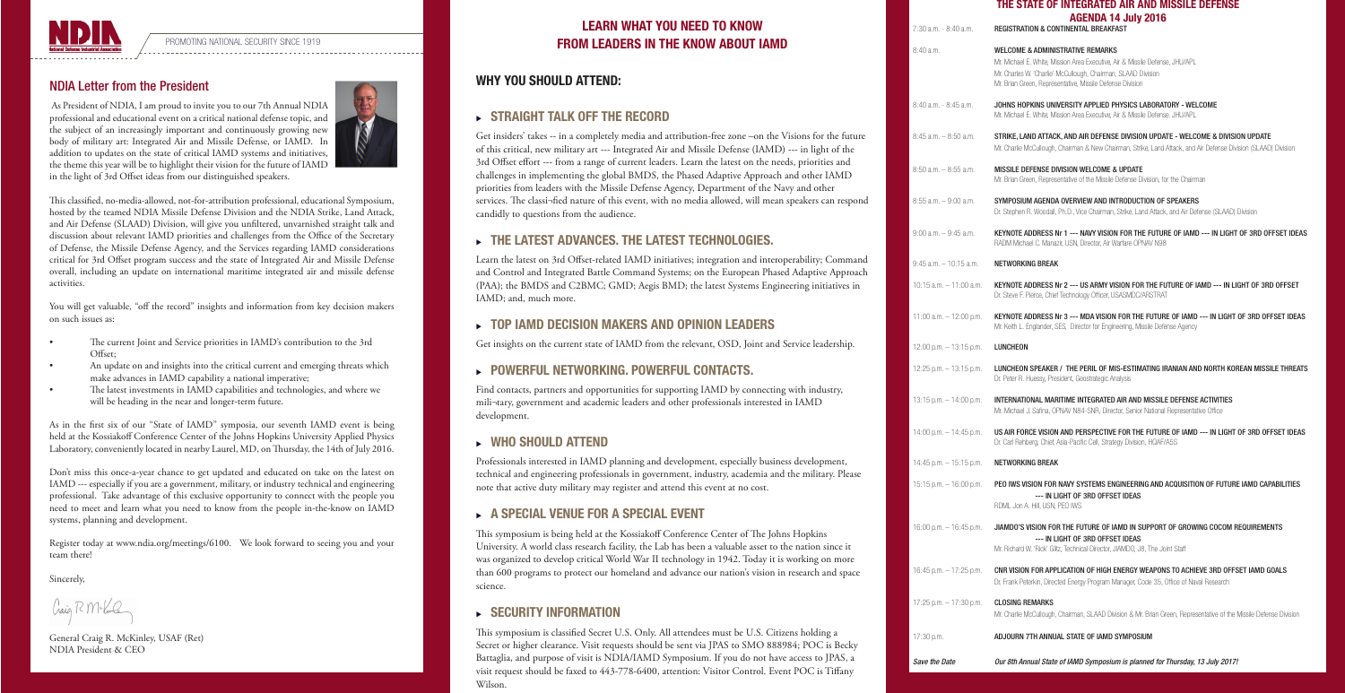PROMOTING NATIONAL SECURITY SINCE 1919

## NDIA Letter from the President

As President of NDIA, I am proud to invite you to our 7th Annual NDIA professional and educational event on a critical national defense topic, and the subject of an increasingly important and continuously growing new body of military art: Integrated Air and Missile Defense, or IAMD. In addition to updates on the state of critical IAMD systems and initiatives, the theme this year will be to highlight their vision for the future of IAMD in the light of 3rd Offset ideas from our distinguished speakers.

This classified, no-media-allowed, not-for-attribution professional, educational Symposium, hosted by the teamed NDIA Missile Defense Division and the NDIA Strike, Land Attack, and Air Defense (SLAAD) Division, will give you unfiltered, unvarnished straight talk and discussion about relevant IAMD priorities and challenges from the Office of the Secretary of Defense, the Missile Defense Agency, and the Services regarding IAMD considerations critical for 3rd Offset program success and the state of Integrated Air and Missile Defense overall, including an update on international maritime integrated air and missile defense activities.

You will get valuable, "off the record" insights and information from key decision makers on such issues as:

- The current Joint and Service priorities in IAMD's contribution to the 3rd Offset;
- An update on and insights into the critical current and emerging threats which make advances in IAMD capability a national imperative;
- The latest investments in IAMD capabilities and technologies, and where we will be heading in the near and longer-term future.

As in the first six of our "State of IAMD" symposia, our seventh IAMD event is being held at the Kossiakoff Conference Center of the Johns Hopkins University Applied Physics Laboratory, conveniently located in nearby Laurel, MD, on Thursday, the 14th of July 2016.

Don't miss this once-a-year chance to get updated and educated on take on the latest on IAMD --- especially if you are a government, military, or industry technical and engineering professional. Take advantage of this exclusive opportunity to connect with the people you need to meet and learn what you need to know from the people in-the-know on IAMD systems, planning and development.

Register today at www.ndia.org/meetings/6100. We look forward to seeing you and your team there!

Sincerely,

General Craig R. McKinley, USAF (Ret)
NDIA President & CEO

## LEARN WHAT YOU NEED TO KNOW FROM LEADERS IN THE KNOW ABOUT IAMD

## WHY YOU SHOULD ATTEND:

### STRAIGHT TALK OFF THE RECORD

Get insiders' takes -- in a completely media and attribution-free zone –on the Visions for the future of this critical, new military art --- Integrated Air and Missile Defense (IAMD) --- in light of the 3rd Offset effort --- from a range of current leaders. Learn the latest on the needs, priorities and challenges in implementing the global BMDS, the Phased Adaptive Approach and other IAMD priorities from leaders with the Missile Defense Agency, Department of the Navy and other services. The classi¬fied nature of this event, with no media allowed, will mean speakers can respond candidly to questions from the audience.

### THE LATEST ADVANCES. THE LATEST TECHNOLOGIES.

Learn the latest on 3rd Offset-related IAMD initiatives; integration and interoperability; Command and Control and Integrated Battle Command Systems; on the European Phased Adaptive Approach (PAA); the BMDS and C2BMC; GMD; Aegis BMD; the latest Systems Engineering initiatives in IAMD; and, much more.

### TOP IAMD DECISION MAKERS AND OPINION LEADERS

Get insights on the current state of IAMD from the relevant, OSD, Joint and Service leadership.

### POWERFUL NETWORKING. POWERFUL CONTACTS.

Find contacts, partners and opportunities for supporting IAMD by connecting with industry, mili¬tary, government and academic leaders and other professionals interested in IAMD development.

### WHO SHOULD ATTEND

Professionals interested in IAMD planning and development, especially business development, technical and engineering professionals in government, industry, academia and the military. Please note that active duty military may register and attend this event at no cost.

### A SPECIAL VENUE FOR A SPECIAL EVENT

This symposium is being held at the Kossiakoff Conference Center of The Johns Hopkins University. A world class research facility, the Lab has been a valuable asset to the nation since it was organized to develop critical World War II technology in 1942. Today it is working on more than 600 programs to protect our homeland and advance our nation's vision in research and space science.

### SECURITY INFORMATION

This symposium is classified Secret U.S. Only. All attendees must be U.S. Citizens holding a Secret or higher clearance. Visit requests should be sent via JPAS to SMO 888984; POC is Becky Battaglia, and purpose of visit is NDIA/IAMD Symposium. If you do not have access to JPAS, a visit request should be faxed to 443-778-6400, attention: Visitor Control. Event POC is Tiffany Wilson.

## THE STATE OF INTEGRATED AIR AND MISSILE DEFENSE
## AGENDA 14 July 2016

| | |
|---|---|
| 7:30 a.m. - 8:40 a.m. | **REGISTRATION & CONTINENTAL BREAKFAST** |
| 8:40 a.m. | **WELCOME & ADMINISTRATIVE REMARKS**<br>Mr. Michael E. White, Mission Area Executive, Air & Missile Defense, JHU/APL<br>Mr. Charles W. 'Charlie' McCullough, Chairman, SLAAD Division<br>Mr. Brian Green, Representative, Missile Defense Division |
| 8:40 a.m. - 8:45 a.m. | **JOHNS HOPKINS UNIVERSITY APPLIED PHYSICS LABORATORY - WELCOME**<br>Mr. Michael E. White, Mission Area Executive, Air & Missile Defense. JHU/APL |
| 8:45 a.m. – 8:50 a.m. | **STRIKE, LAND ATTACK, AND AIR DEFENSE DIVISION UPDATE - WELCOME & DIVISION UPDATE**<br>Mr. Charlie McCullough, Chairman & New Chairman, Strike, Land Attack, and Air Defense Division (SLAAD) Division |
| 8:50 a.m. – 8:55 a.m. | **MISSILE DEFENSE DIVISION WELCOME & UPDATE**<br>Mr. Brian Green, Representative of the Missile Defense Division, for the Chairman |
| 8:55 a.m. – 9:00 a.m. | **SYMPOSIUM AGENDA OVERVIEW AND INTRODUCTION OF SPEAKERS**<br>Dr. Stephen R. Woodall, Ph.D., Vice Chairman, Strike, Land Attack, and Air Defense (SLAAD) Division |
| 9:00 a.m. – 9:45 a.m. | **KEYNOTE ADDRESS Nr 1 --- NAVY VISION FOR THE FUTURE OF IAMD --- IN LIGHT OF 3RD OFFSET IDEAS**<br>RADM Michael C. Manazir, USN, Director, Air Warfare OPNAV N98 |
| 9:45 a.m. – 10:15 a.m. | **NETWORKING BREAK** |
| 10:15 a.m. – 11:00 a.m. | **KEYNOTE ADDRESS Nr 2 --- US ARMY VISION FOR THE FUTURE OF IAMD --- IN LIGHT OF 3RD OFFSET**<br>Dr. Steve F. Pierce, Chief Technology Officer, USASMDC/ARSTRAT |
| 11:00 a.m. – 12:00 p.m. | **KEYNOTE ADDRESS Nr 3 --- MDA VISION FOR THE FUTURE OF IAMD --- IN LIGHT OF 3RD OFFSET IDEAS**<br>Mr. Keith L. Englander, SES, Director for Engineering, Missile Defense Agency |
| 12:00 p.m. – 13:15 p.m. | **LUNCHEON** |
| 12:25 p.m. – 13:15 p.m. | **LUNCHEON SPEAKER / THE PERIL OF MIS-ESTIMATING IRANIAN AND NORTH KOREAN MISSILE THREATS**<br>Dr. Peter R. Huessy, President, Geostrategic Analysis |
| 13:15 p.m. – 14:00 p.m. | **INTERNATIONAL MARITIME INTEGRATED AIR AND MISSILE DEFENSE ACTIVITIES**<br>Mr. Michael J. Safina, OPNAV N84-SNR, Director, Senior National Representative Office |
| 14:00 p.m. – 14:45 p.m. | **US AIR FORCE VISION AND PERSPECTIVE FOR THE FUTURE OF IAMD --- IN LIGHT OF 3RD OFFSET IDEAS**<br>Dr. Carl Rehberg, Chief, Asia-Pacific Cell, Strategy Division, HQAF/A5S |
| 14:45 p.m. – 15:15 p.m. | **NETWORKING BREAK** |
| 15:15 p.m. – 16:00 p.m. | **PEO IWS VISION FOR NAVY SYSTEMS ENGINEERING AND ACQUISITION OF FUTURE IAMD CAPABILITIES --- IN LIGHT OF 3RD OFFSET IDEAS**<br>RDML Jon A. Hill, USN, PEO IWS |
| 16:00 p.m. – 16:45 p.m. | **JIAMDO'S VISION FOR THE FUTURE OF IAMD IN SUPPORT OF GROWING COCOM REQUIREMENTS --- IN LIGHT OF 3RD OFFSET IDEAS**<br>Mr. Richard W. 'Rick' Giltz, Technical Director, JIAMDO, J8, The Joint Staff |
| 16:45 p.m. – 17:25 p.m. | **CNR VISION FOR APPLICATION OF HIGH ENERGY WEAPONS TO ACHIEVE 3RD OFFSET IAMD GOALS**<br>Dr. Frank Peterkin, Directed Energy Program Manager, Code 35, Office of Naval Research |
| 17:25 p.m. – 17:30 p.m. | **CLOSING REMARKS**<br>Mr. Charlie McCullough, Chairman, SLAAD Division & Mr. Brian Green, Representative of the Missile Defense Division |
| 17:30 p.m. | **ADJOURN 7TH ANNUAL STATE OF IAMD SYMPOSIUM** |
| *Save the Date* | *Our 8th Annual State of IAMD Symposium is planned for Thursday, 13 July 2017!* |